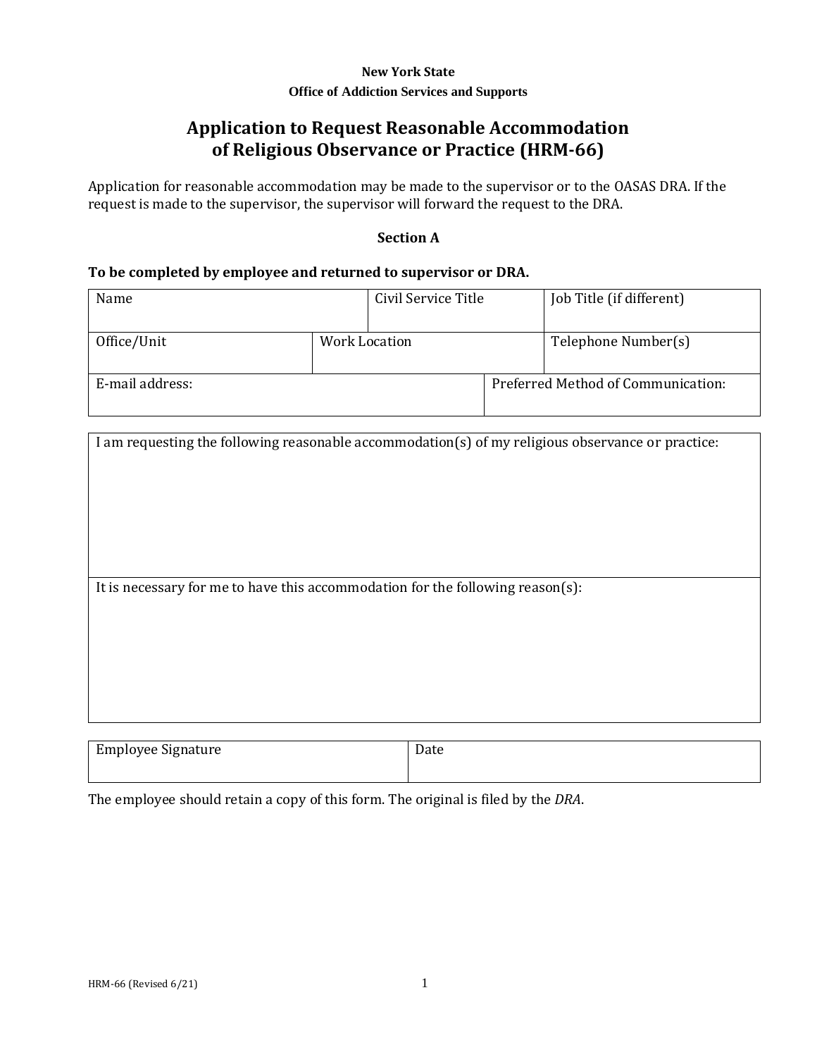**New York State**

**Office of Addiction Services and Supports**

# Application to Request Reasonable Accommodation of Religious Observance or Practice (HRM-66)

Application for reasonable accommodation may be made to the supervisor or to the OASAS DRA. If the request is made to the supervisor, the supervisor will forward the request to the DRA.

### Section A

**To be completed by employee and returned to supervisor or DRA.**

| Name | Civil Service Title | Job Title (if different) |
| --- | --- | --- |
| Office/Unit | Work Location | Telephone Number(s) |
| E-mail address: | | Preferred Method of Communication: |

| I am requesting the following reasonable accommodation(s) of my religious observance or practice: |
| --- |
| |
| It is necessary for me to have this accommodation for the following reason(s): |
| |

| Employee Signature | Date |
| --- | --- |
| | |

The employee should retain a copy of this form. The original is filed by the *DRA*.

HRM-66 (Revised 6/21)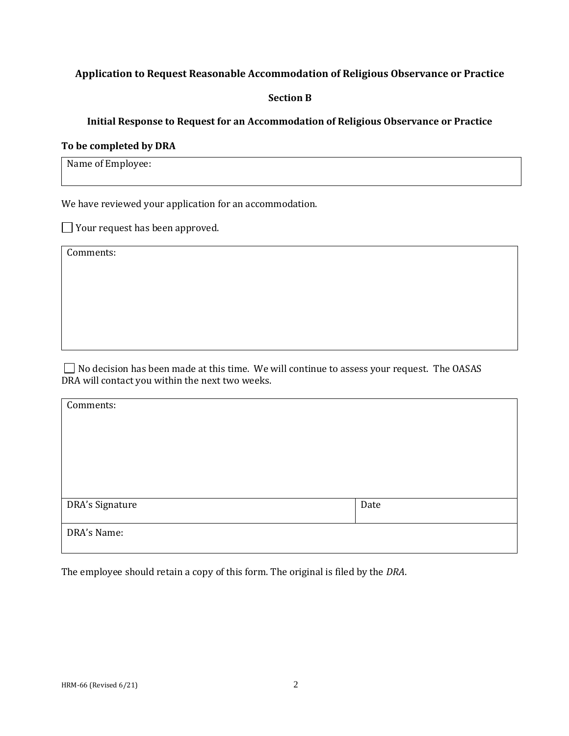**Application to Request Reasonable Accommodation of Religious Observance or Practice**

**Section B**

**Initial Response to Request for an Accommodation of Religious Observance or Practice**

**To be completed by DRA**

| Name of Employee: |
|---|

We have reviewed your application for an accommodation.

☐ Your request has been approved.

| Comments: |
|---|

☐ No decision has been made at this time. We will continue to assess your request. The OASAS DRA will contact you within the next two weeks.

| Comments: | |
|---|---|
| DRA's Signature | Date |
| DRA's Name: | |

The employee should retain a copy of this form. The original is filed by the *DRA*.

HRM-66 (Revised 6/21)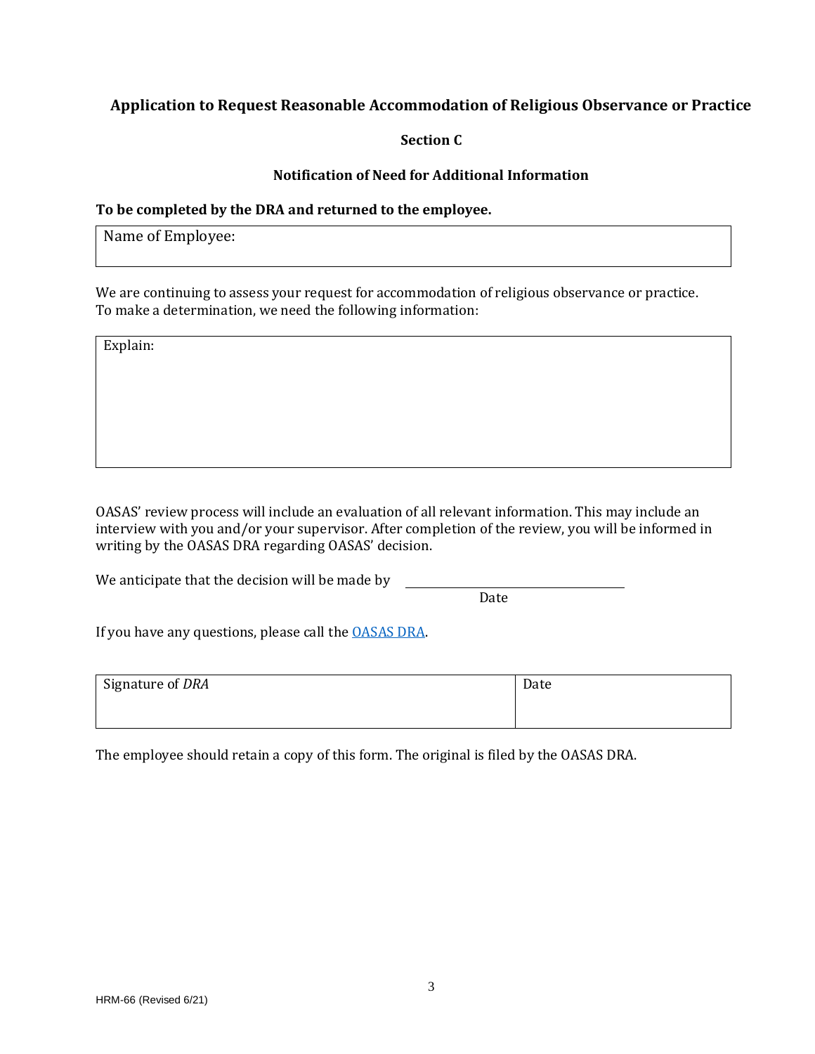## Application to Request Reasonable Accommodation of Religious Observance or Practice

### Section C

### Notification of Need for Additional Information

**To be completed by the DRA and returned to the employee.**

| Name of Employee: |
|---|

We are continuing to assess your request for accommodation of religious observance or practice. To make a determination, we need the following information:

| Explain: |
|---|

OASAS' review process will include an evaluation of all relevant information. This may include an interview with you and/or your supervisor. After completion of the review, you will be informed in writing by the OASAS DRA regarding OASAS' decision.

We anticipate that the decision will be made by ______________________________
Date

If you have any questions, please call the [OASAS DRA].

| Signature of *DRA* | Date |
|---|---|

The employee should retain a copy of this form. The original is filed by the OASAS DRA.

HRM-66 (Revised 6/21)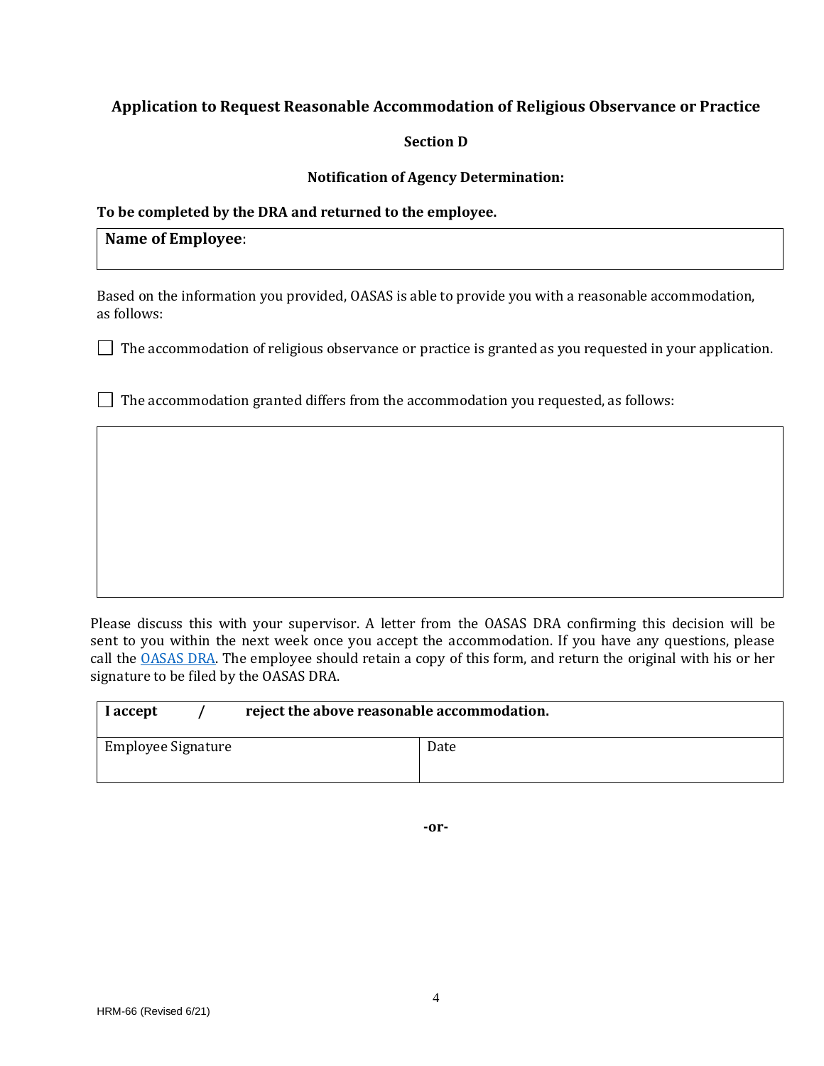## Application to Request Reasonable Accommodation of Religious Observance or Practice

### Section D

### Notification of Agency Determination:

**To be completed by the DRA and returned to the employee.**

| **Name of Employee**: |
|---|
| |

Based on the information you provided, OASAS is able to provide you with a reasonable accommodation, as follows:

☐ The accommodation of religious observance or practice is granted as you requested in your application.

☐ The accommodation granted differs from the accommodation you requested, as follows:

| |
|---|
| |

Please discuss this with your supervisor. A letter from the OASAS DRA confirming this decision will be sent to you within the next week once you accept the accommodation. If you have any questions, please call the OASAS DRA. The employee should retain a copy of this form, and return the original with his or her signature to be filed by the OASAS DRA.

| **I accept / reject the above reasonable accommodation.** | |
|---|---|
| Employee Signature | Date |

**-or-**

HRM-66 (Revised 6/21)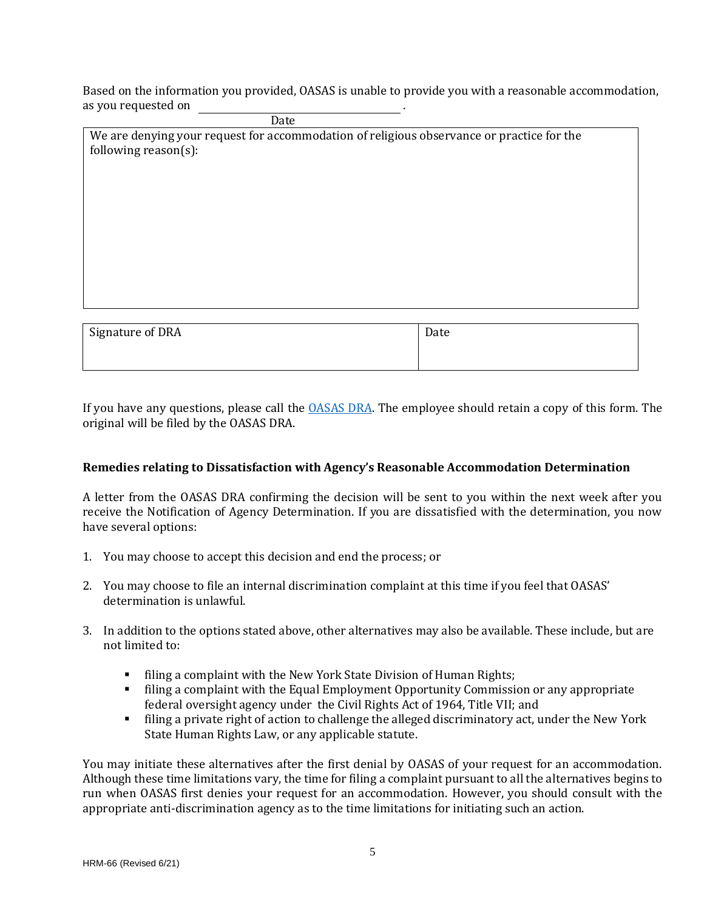Based on the information you provided, OASAS is unable to provide you with a reasonable accommodation, as you requested on \_\_\_\_\_\_\_\_\_\_\_\_\_\_\_\_\_\_\_\_ .

Date

| We are denying your request for accommodation of religious observance or practice for the following reason(s): |
|---|
| |

| Signature of DRA | Date |
|---|---|
| | |

If you have any questions, please call the OASAS DRA. The employee should retain a copy of this form. The original will be filed by the OASAS DRA.

**Remedies relating to Dissatisfaction with Agency's Reasonable Accommodation Determination**

A letter from the OASAS DRA confirming the decision will be sent to you within the next week after you receive the Notification of Agency Determination. If you are dissatisfied with the determination, you now have several options:

1. You may choose to accept this decision and end the process; or

2. You may choose to file an internal discrimination complaint at this time if you feel that OASAS' determination is unlawful.

3. In addition to the options stated above, other alternatives may also be available. These include, but are not limited to:

   - filing a complaint with the New York State Division of Human Rights;
   - filing a complaint with the Equal Employment Opportunity Commission or any appropriate federal oversight agency under the Civil Rights Act of 1964, Title VII; and
   - filing a private right of action to challenge the alleged discriminatory act, under the New York State Human Rights Law, or any applicable statute.

You may initiate these alternatives after the first denial by OASAS of your request for an accommodation. Although these time limitations vary, the time for filing a complaint pursuant to all the alternatives begins to run when OASAS first denies your request for an accommodation. However, you should consult with the appropriate anti-discrimination agency as to the time limitations for initiating such an action.

HRM-66 (Revised 6/21)